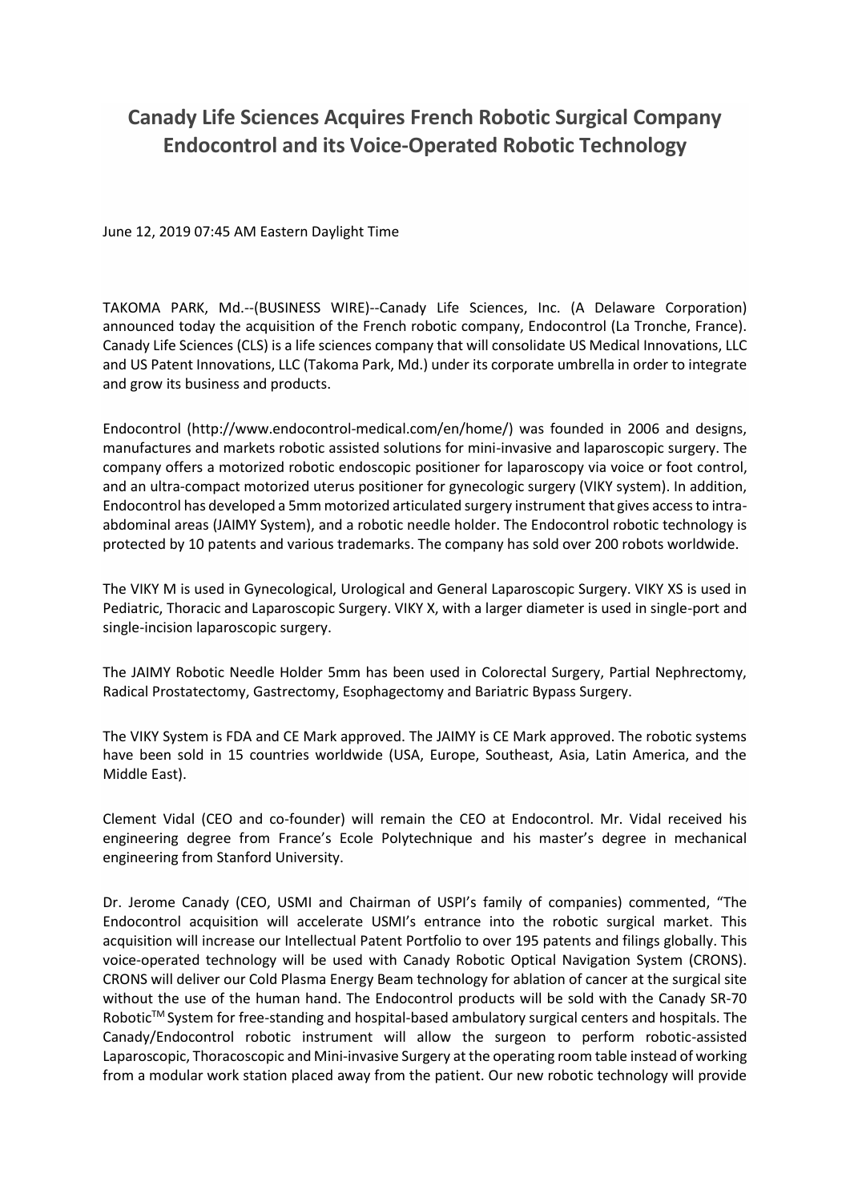# Canady Life Sciences Acquires French Robotic Surgical Company Endocontrol and its Voice-Operated Robotic Technology

June 12, 2019 07:45 AM Eastern Daylight Time

TAKOMA PARK, Md.--(BUSINESS WIRE)--Canady Life Sciences, Inc. (A Delaware Corporation) announced today the acquisition of the French robotic company, Endocontrol (La Tronche, France). Canady Life Sciences (CLS) is a life sciences company that will consolidate US Medical Innovations, LLC and US Patent Innovations, LLC (Takoma Park, Md.) under its corporate umbrella in order to integrate and grow its business and products.

Endocontrol (http://www.endocontrol-medical.com/en/home/) was founded in 2006 and designs, manufactures and markets robotic assisted solutions for mini-invasive and laparoscopic surgery. The company offers a motorized robotic endoscopic positioner for laparoscopy via voice or foot control, and an ultra-compact motorized uterus positioner for gynecologic surgery (VIKY system). In addition, Endocontrol has developed a 5mm motorized articulated surgery instrument that gives access to intra-abdominal areas (JAIMY System), and a robotic needle holder. The Endocontrol robotic technology is protected by 10 patents and various trademarks. The company has sold over 200 robots worldwide.

The VIKY M is used in Gynecological, Urological and General Laparoscopic Surgery. VIKY XS is used in Pediatric, Thoracic and Laparoscopic Surgery. VIKY X, with a larger diameter is used in single-port and single-incision laparoscopic surgery.

The JAIMY Robotic Needle Holder 5mm has been used in Colorectal Surgery, Partial Nephrectomy, Radical Prostatectomy, Gastrectomy, Esophagectomy and Bariatric Bypass Surgery.

The VIKY System is FDA and CE Mark approved. The JAIMY is CE Mark approved. The robotic systems have been sold in 15 countries worldwide (USA, Europe, Southeast, Asia, Latin America, and the Middle East).

Clement Vidal (CEO and co-founder) will remain the CEO at Endocontrol. Mr. Vidal received his engineering degree from France's Ecole Polytechnique and his master's degree in mechanical engineering from Stanford University.

Dr. Jerome Canady (CEO, USMI and Chairman of USPI's family of companies) commented, "The Endocontrol acquisition will accelerate USMI's entrance into the robotic surgical market. This acquisition will increase our Intellectual Patent Portfolio to over 195 patents and filings globally. This voice-operated technology will be used with Canady Robotic Optical Navigation System (CRONS). CRONS will deliver our Cold Plasma Energy Beam technology for ablation of cancer at the surgical site without the use of the human hand. The Endocontrol products will be sold with the Canady SR-70 Robotic™ System for free-standing and hospital-based ambulatory surgical centers and hospitals. The Canady/Endocontrol robotic instrument will allow the surgeon to perform robotic-assisted Laparoscopic, Thoracoscopic and Mini-invasive Surgery at the operating room table instead of working from a modular work station placed away from the patient. Our new robotic technology will provide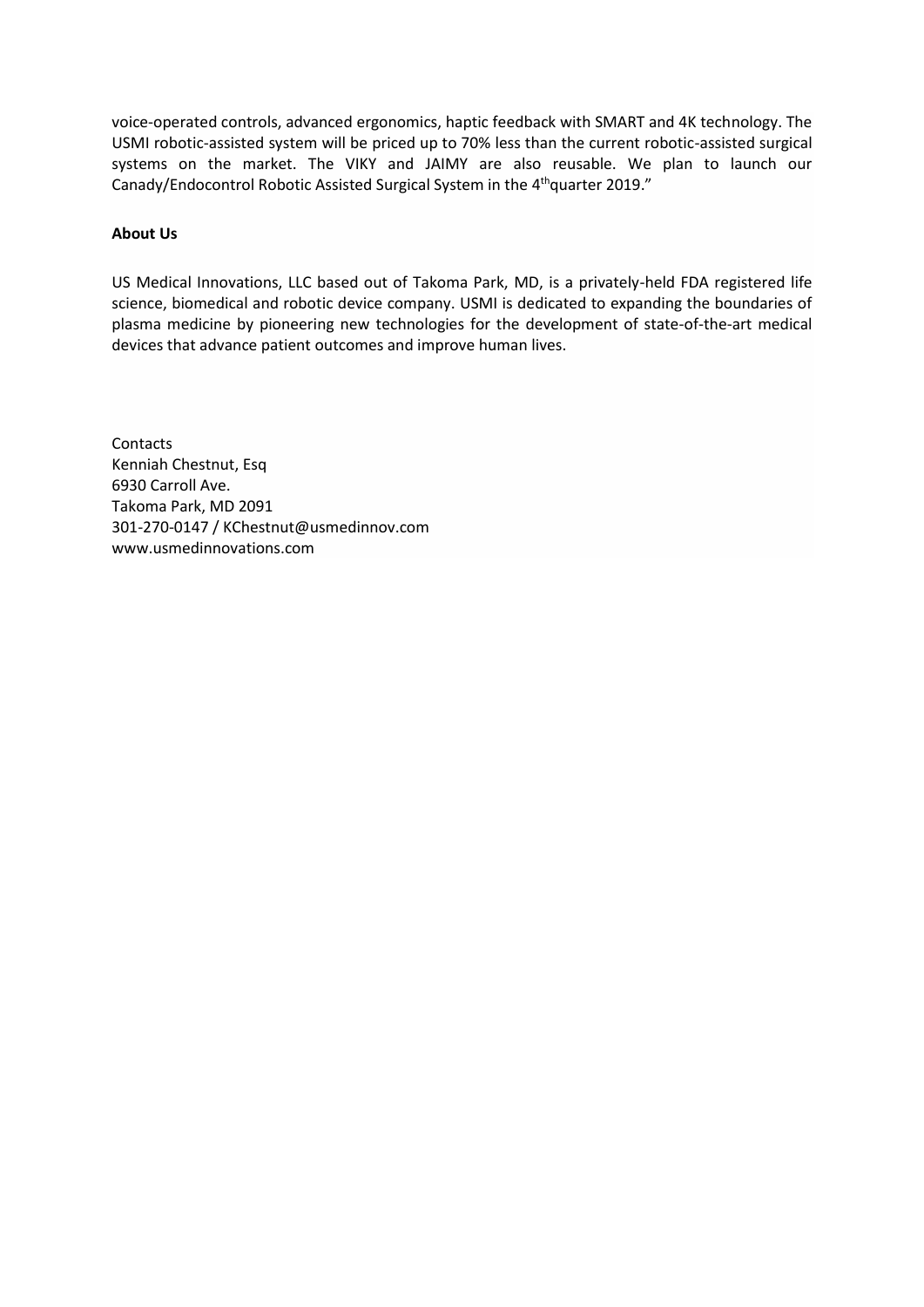voice-operated controls, advanced ergonomics, haptic feedback with SMART and 4K technology. The USMI robotic-assisted system will be priced up to 70% less than the current robotic-assisted surgical systems on the market. The VIKY and JAIMY are also reusable. We plan to launch our Canady/Endocontrol Robotic Assisted Surgical System in the 4th quarter 2019."

**About Us**

US Medical Innovations, LLC based out of Takoma Park, MD, is a privately-held FDA registered life science, biomedical and robotic device company. USMI is dedicated to expanding the boundaries of plasma medicine by pioneering new technologies for the development of state-of-the-art medical devices that advance patient outcomes and improve human lives.

Contacts
Kenniah Chestnut, Esq
6930 Carroll Ave.
Takoma Park, MD 2091
301-270-0147 / KChestnut@usmedinnov.com
www.usmedinnovations.com